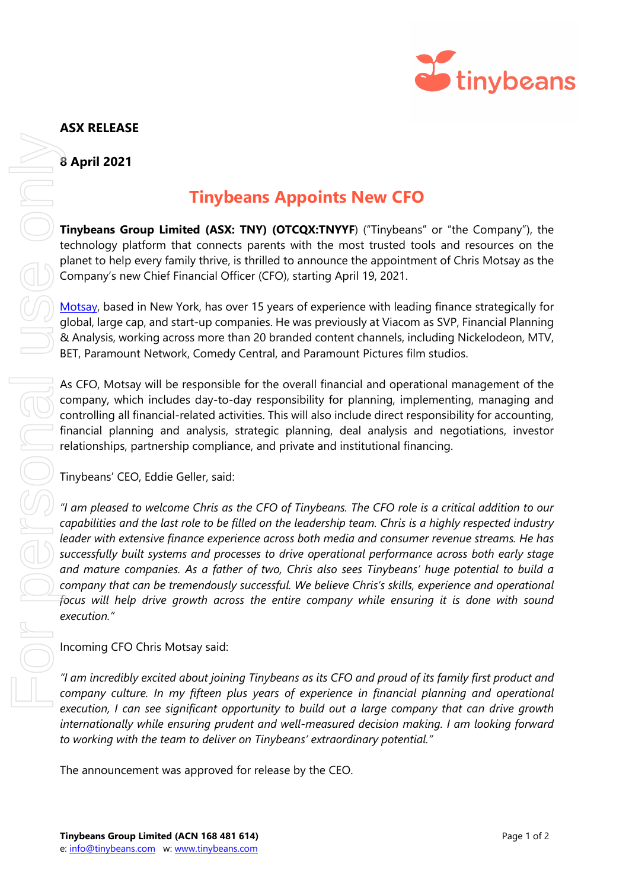**ASX RELEASE**

**8 April 2021**

# Tinybeans Appoints New CFO

**Tinybeans Group Limited (ASX: TNY) (OTCQX:TNYYF**) ("Tinybeans" or "the Company"), the technology platform that connects parents with the most trusted tools and resources on the planet to help every family thrive, is thrilled to announce the appointment of Chris Motsay as the Company's new Chief Financial Officer (CFO), starting April 19, 2021.

Motsay, based in New York, has over 15 years of experience with leading finance strategically for global, large cap, and start-up companies. He was previously at Viacom as SVP, Financial Planning & Analysis, working across more than 20 branded content channels, including Nickelodeon, MTV, BET, Paramount Network, Comedy Central, and Paramount Pictures film studios.

As CFO, Motsay will be responsible for the overall financial and operational management of the company, which includes day-to-day responsibility for planning, implementing, managing and controlling all financial-related activities. This will also include direct responsibility for accounting, financial planning and analysis, strategic planning, deal analysis and negotiations, investor relationships, partnership compliance, and private and institutional financing.

Tinybeans' CEO, Eddie Geller, said:

*"I am pleased to welcome Chris as the CFO of Tinybeans. The CFO role is a critical addition to our capabilities and the last role to be filled on the leadership team. Chris is a highly respected industry leader with extensive finance experience across both media and consumer revenue streams. He has successfully built systems and processes to drive operational performance across both early stage and mature companies. As a father of two, Chris also sees Tinybeans' huge potential to build a company that can be tremendously successful. We believe Chris's skills, experience and operational focus will help drive growth across the entire company while ensuring it is done with sound execution."*

Incoming CFO Chris Motsay said:

*"I am incredibly excited about joining Tinybeans as its CFO and proud of its family first product and company culture. In my fifteen plus years of experience in financial planning and operational execution, I can see significant opportunity to build out a large company that can drive growth internationally while ensuring prudent and well-measured decision making. I am looking forward to working with the team to deliver on Tinybeans' extraordinary potential."*

The announcement was approved for release by the CEO.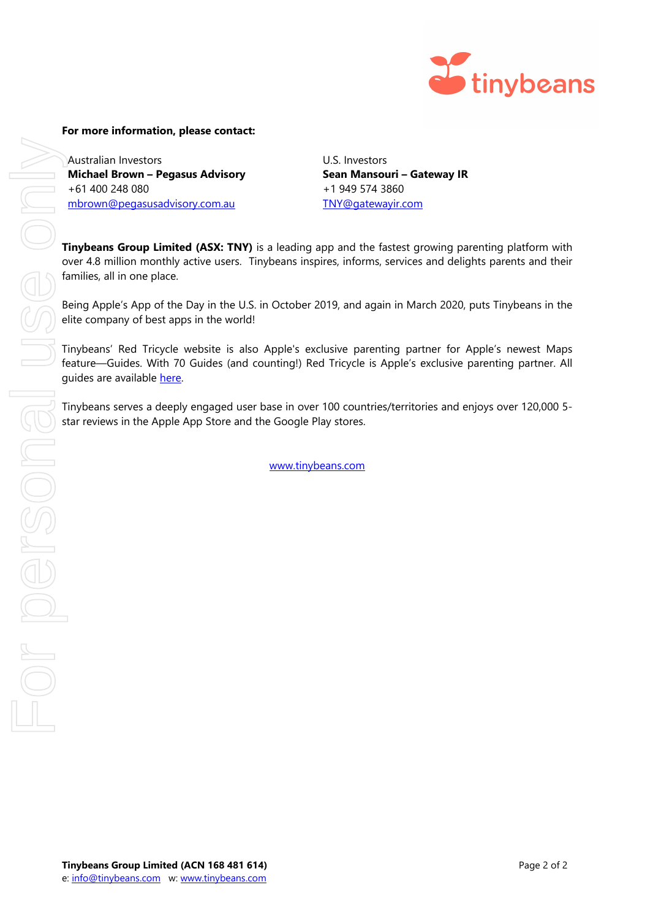**For more information, please contact:**

Australian Investors
**Michael Brown – Pegasus Advisory**
+61 400 248 080
mbrown@pegasusadvisory.com.au

U.S. Investors
**Sean Mansouri – Gateway IR**
+1 949 574 3860
TNY@gatewayir.com

**Tinybeans Group Limited (ASX: TNY)** is a leading app and the fastest growing parenting platform with over 4.8 million monthly active users. Tinybeans inspires, informs, services and delights parents and their families, all in one place.

Being Apple's App of the Day in the U.S. in October 2019, and again in March 2020, puts Tinybeans in the elite company of best apps in the world!

Tinybeans' Red Tricycle website is also Apple's exclusive parenting partner for Apple's newest Maps feature—Guides. With 70 Guides (and counting!) Red Tricycle is Apple's exclusive parenting partner. All guides are available here.

Tinybeans serves a deeply engaged user base in over 100 countries/territories and enjoys over 120,000 5-star reviews in the Apple App Store and the Google Play stores.

www.tinybeans.com

**Tinybeans Group Limited (ACN 168 481 614)**
e: info@tinybeans.com w: www.tinybeans.com